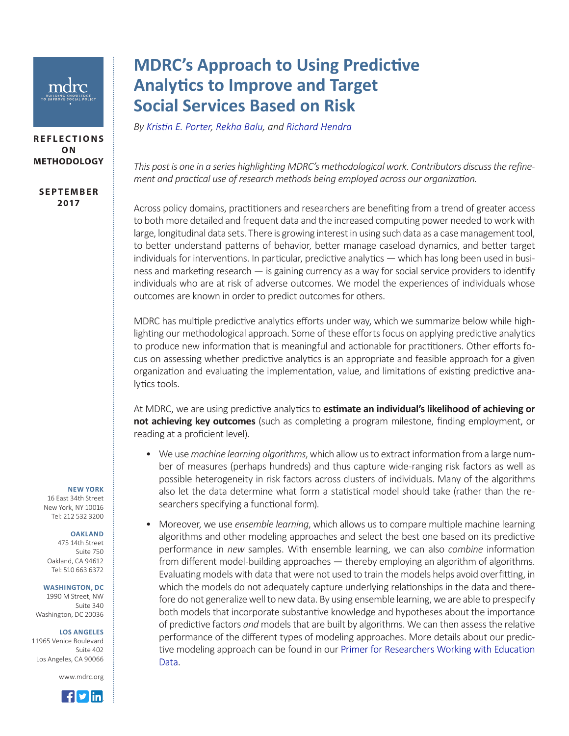REFLECTIONS ON METHODOLOGY

SEPTEMBER 2017

# MDRC's Approach to Using Predictive Analytics to Improve and Target Social Services Based on Risk

*By Kristin E. Porter, Rekha Balu, and Richard Hendra*

*This post is one in a series highlighting MDRC's methodological work. Contributors discuss the refinement and practical use of research methods being employed across our organization.*

Across policy domains, practitioners and researchers are benefiting from a trend of greater access to both more detailed and frequent data and the increased computing power needed to work with large, longitudinal data sets. There is growing interest in using such data as a case management tool, to better understand patterns of behavior, better manage caseload dynamics, and better target individuals for interventions. In particular, predictive analytics — which has long been used in business and marketing research — is gaining currency as a way for social service providers to identify individuals who are at risk of adverse outcomes. We model the experiences of individuals whose outcomes are known in order to predict outcomes for others.

MDRC has multiple predictive analytics efforts under way, which we summarize below while highlighting our methodological approach. Some of these efforts focus on applying predictive analytics to produce new information that is meaningful and actionable for practitioners. Other efforts focus on assessing whether predictive analytics is an appropriate and feasible approach for a given organization and evaluating the implementation, value, and limitations of existing predictive analytics tools.

At MDRC, we are using predictive analytics to **estimate an individual's likelihood of achieving or not achieving key outcomes** (such as completing a program milestone, finding employment, or reading at a proficient level).

- We use *machine learning algorithms*, which allow us to extract information from a large number of measures (perhaps hundreds) and thus capture wide-ranging risk factors as well as possible heterogeneity in risk factors across clusters of individuals. Many of the algorithms also let the data determine what form a statistical model should take (rather than the researchers specifying a functional form).
- Moreover, we use *ensemble learning*, which allows us to compare multiple machine learning algorithms and other modeling approaches and select the best one based on its predictive performance in *new* samples. With ensemble learning, we can also *combine* information from different model-building approaches — thereby employing an algorithm of algorithms. Evaluating models with data that were not used to train the models helps avoid overfitting, in which the models do not adequately capture underlying relationships in the data and therefore do not generalize well to new data. By using ensemble learning, we are able to prespecify both models that incorporate substantive knowledge and hypotheses about the importance of predictive factors *and* models that are built by algorithms. We can then assess the relative performance of the different types of modeling approaches. More details about our predictive modeling approach can be found in our Primer for Researchers Working with Education Data.

**NEW YORK**
16 East 34th Street
New York, NY 10016
Tel: 212 532 3200

**OAKLAND**
475 14th Street
Suite 750
Oakland, CA 94612
Tel: 510 663 6372

**WASHINGTON, DC**
1990 M Street, NW
Suite 340
Washington, DC 20036

**LOS ANGELES**
11965 Venice Boulevard
Suite 402
Los Angeles, CA 90066

www.mdrc.org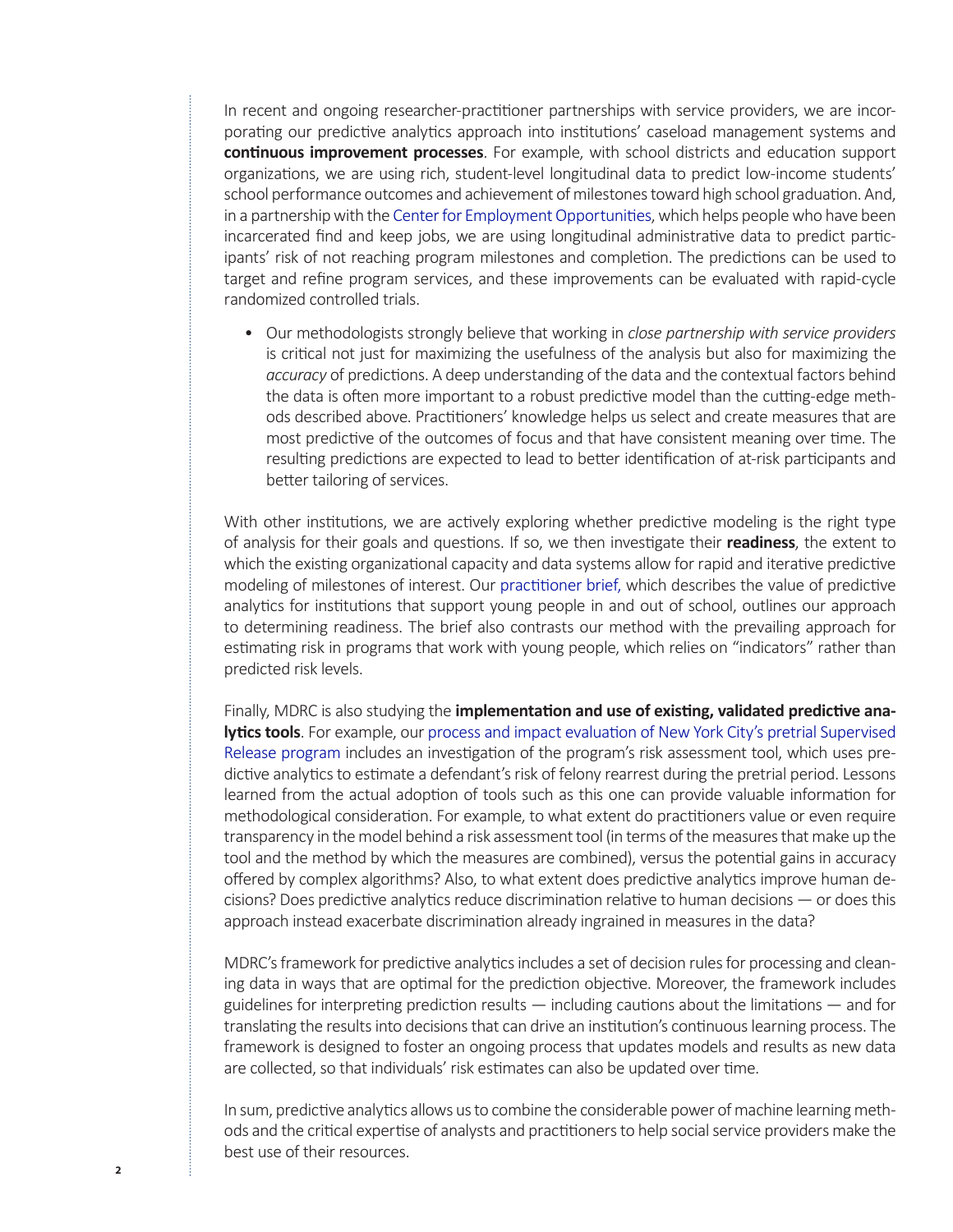In recent and ongoing researcher-practitioner partnerships with service providers, we are incorporating our predictive analytics approach into institutions' caseload management systems and **continuous improvement processes**. For example, with school districts and education support organizations, we are using rich, student-level longitudinal data to predict low-income students' school performance outcomes and achievement of milestones toward high school graduation. And, in a partnership with the Center for Employment Opportunities, which helps people who have been incarcerated find and keep jobs, we are using longitudinal administrative data to predict participants' risk of not reaching program milestones and completion. The predictions can be used to target and refine program services, and these improvements can be evaluated with rapid-cycle randomized controlled trials.

- Our methodologists strongly believe that working in *close partnership with service providers* is critical not just for maximizing the usefulness of the analysis but also for maximizing the *accuracy* of predictions. A deep understanding of the data and the contextual factors behind the data is often more important to a robust predictive model than the cutting-edge methods described above. Practitioners' knowledge helps us select and create measures that are most predictive of the outcomes of focus and that have consistent meaning over time. The resulting predictions are expected to lead to better identification of at-risk participants and better tailoring of services.

With other institutions, we are actively exploring whether predictive modeling is the right type of analysis for their goals and questions. If so, we then investigate their **readiness**, the extent to which the existing organizational capacity and data systems allow for rapid and iterative predictive modeling of milestones of interest. Our practitioner brief, which describes the value of predictive analytics for institutions that support young people in and out of school, outlines our approach to determining readiness. The brief also contrasts our method with the prevailing approach for estimating risk in programs that work with young people, which relies on "indicators" rather than predicted risk levels.

Finally, MDRC is also studying the **implementation and use of existing, validated predictive analytics tools**. For example, our process and impact evaluation of New York City's pretrial Supervised Release program includes an investigation of the program's risk assessment tool, which uses predictive analytics to estimate a defendant's risk of felony rearrest during the pretrial period. Lessons learned from the actual adoption of tools such as this one can provide valuable information for methodological consideration. For example, to what extent do practitioners value or even require transparency in the model behind a risk assessment tool (in terms of the measures that make up the tool and the method by which the measures are combined), versus the potential gains in accuracy offered by complex algorithms? Also, to what extent does predictive analytics improve human decisions? Does predictive analytics reduce discrimination relative to human decisions — or does this approach instead exacerbate discrimination already ingrained in measures in the data?

MDRC's framework for predictive analytics includes a set of decision rules for processing and cleaning data in ways that are optimal for the prediction objective. Moreover, the framework includes guidelines for interpreting prediction results — including cautions about the limitations — and for translating the results into decisions that can drive an institution's continuous learning process. The framework is designed to foster an ongoing process that updates models and results as new data are collected, so that individuals' risk estimates can also be updated over time.

In sum, predictive analytics allows us to combine the considerable power of machine learning methods and the critical expertise of analysts and practitioners to help social service providers make the best use of their resources.